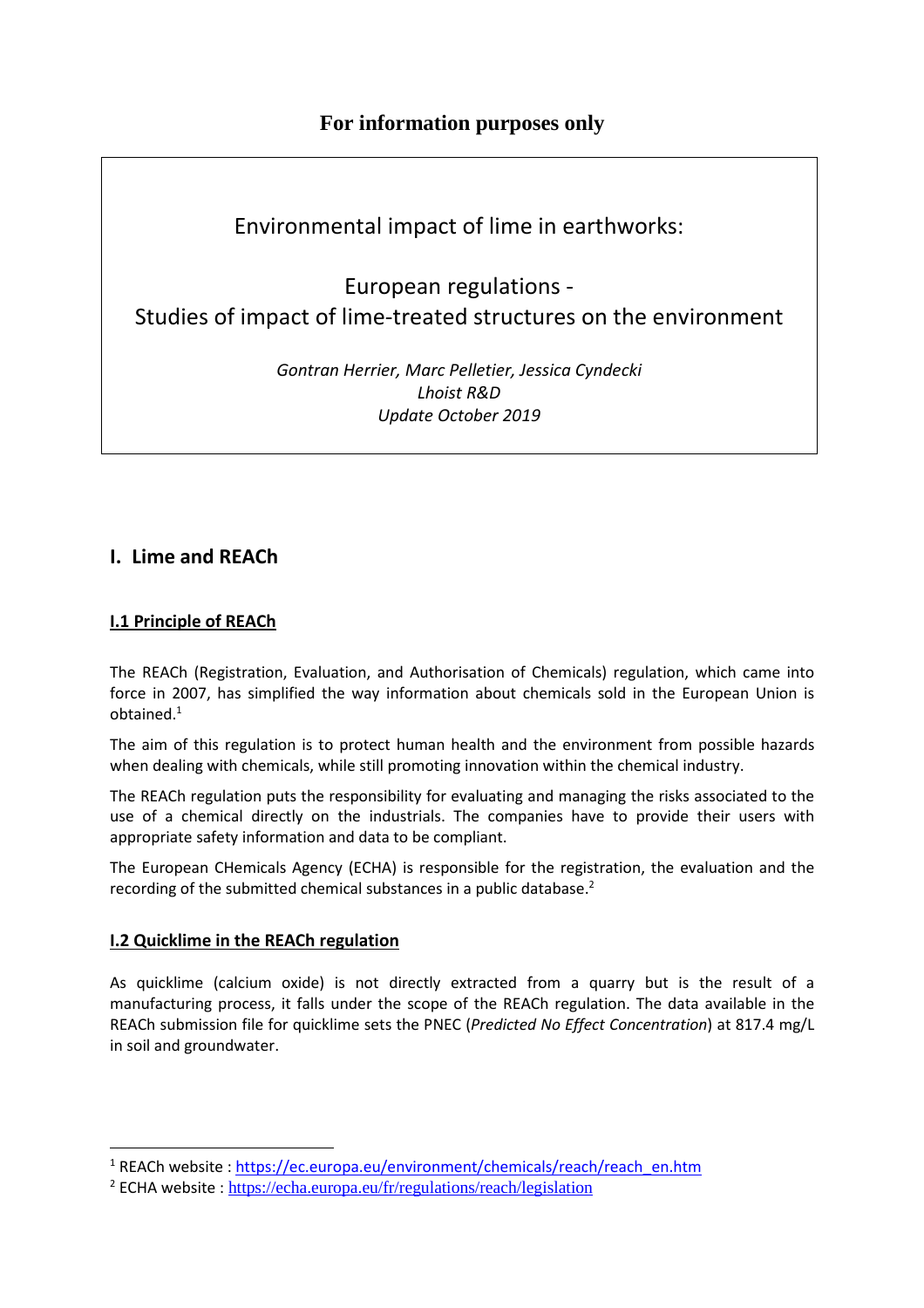**For information purposes only**

# Environmental impact of lime in earthworks:

# European regulations - Studies of impact of lime-treated structures on the environment

*Gontran Herrier, Marc Pelletier, Jessica Cyndecki*
*Lhoist R&D*
*Update October 2019*

## I. Lime and REACh

### I.1 Principle of REACh

The REACh (Registration, Evaluation, and Authorisation of Chemicals) regulation, which came into force in 2007, has simplified the way information about chemicals sold in the European Union is obtained.[1]

The aim of this regulation is to protect human health and the environment from possible hazards when dealing with chemicals, while still promoting innovation within the chemical industry.

The REACh regulation puts the responsibility for evaluating and managing the risks associated to the use of a chemical directly on the industrials. The companies have to provide their users with appropriate safety information and data to be compliant.

The European CHemicals Agency (ECHA) is responsible for the registration, the evaluation and the recording of the submitted chemical substances in a public database.[2]

### I.2 Quicklime in the REACh regulation

As quicklime (calcium oxide) is not directly extracted from a quarry but is the result of a manufacturing process, it falls under the scope of the REACh regulation. The data available in the REACh submission file for quicklime sets the PNEC (*Predicted No Effect Concentration*) at 817.4 mg/L in soil and groundwater.

[1] REACh website : https://ec.europa.eu/environment/chemicals/reach/reach_en.htm

[2] ECHA website : https://echa.europa.eu/fr/regulations/reach/legislation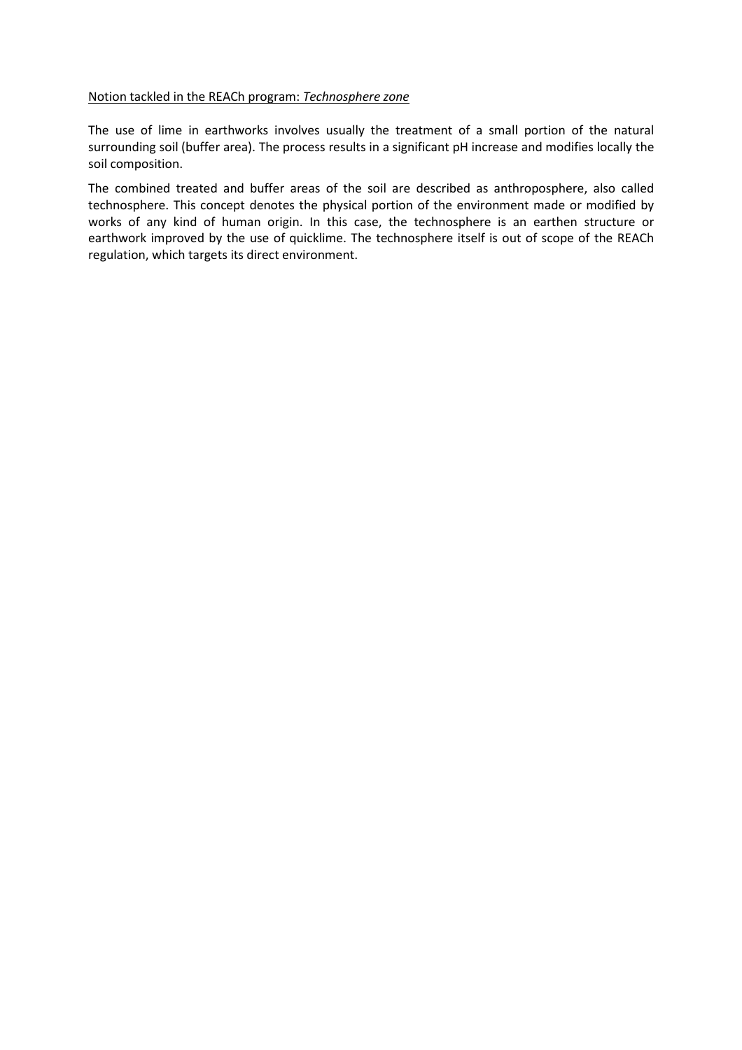<u>Notion tackled in the REACh program: *Technosphere zone*</u>

The use of lime in earthworks involves usually the treatment of a small portion of the natural surrounding soil (buffer area). The process results in a significant pH increase and modifies locally the soil composition.

The combined treated and buffer areas of the soil are described as anthroposphere, also called technosphere. This concept denotes the physical portion of the environment made or modified by works of any kind of human origin. In this case, the technosphere is an earthen structure or earthwork improved by the use of quicklime. The technosphere itself is out of scope of the REACh regulation, which targets its direct environment.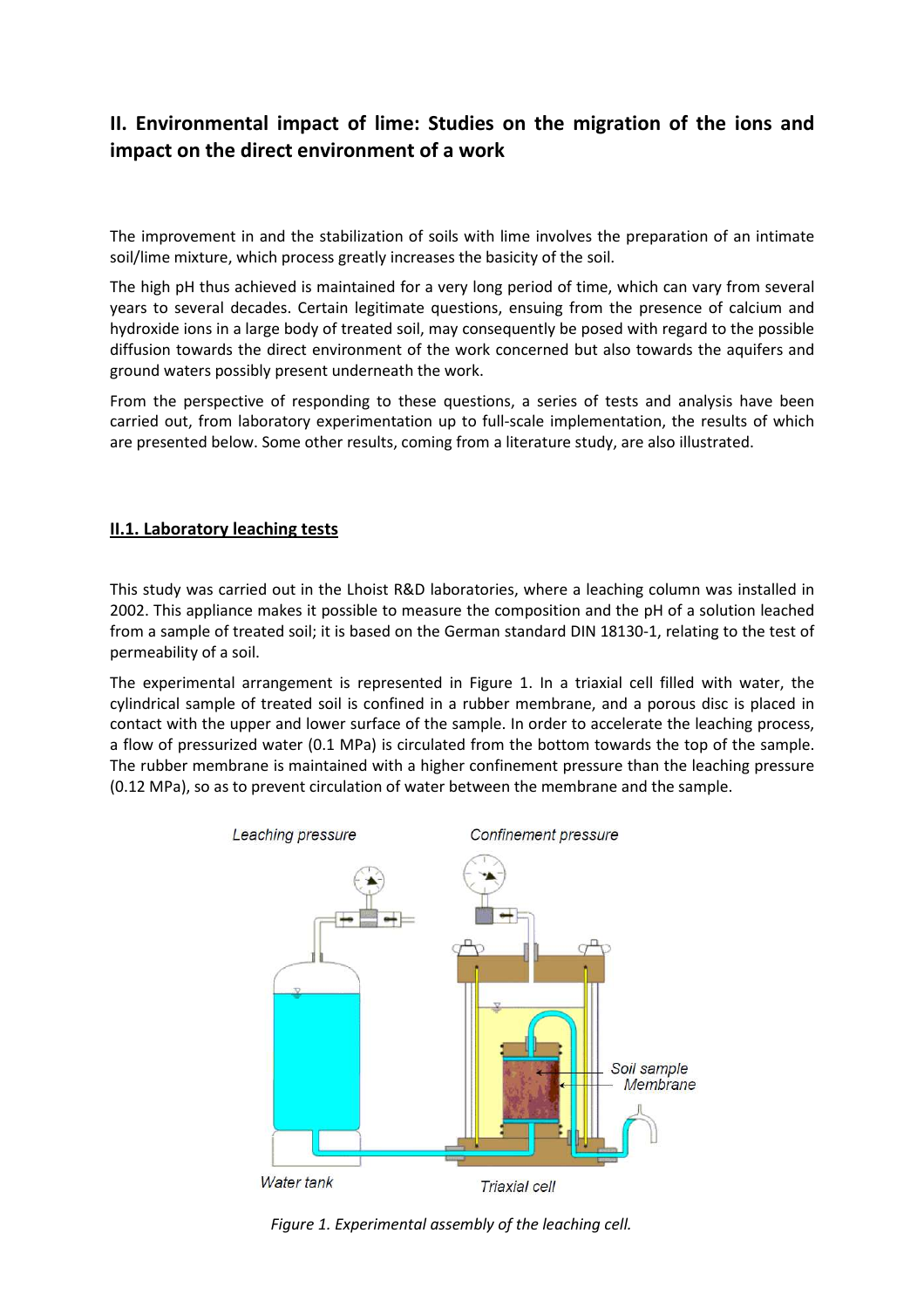## II. Environmental impact of lime: Studies on the migration of the ions and impact on the direct environment of a work

The improvement in and the stabilization of soils with lime involves the preparation of an intimate soil/lime mixture, which process greatly increases the basicity of the soil.

The high pH thus achieved is maintained for a very long period of time, which can vary from several years to several decades. Certain legitimate questions, ensuing from the presence of calcium and hydroxide ions in a large body of treated soil, may consequently be posed with regard to the possible diffusion towards the direct environment of the work concerned but also towards the aquifers and ground waters possibly present underneath the work.

From the perspective of responding to these questions, a series of tests and analysis have been carried out, from laboratory experimentation up to full-scale implementation, the results of which are presented below. Some other results, coming from a literature study, are also illustrated.

### II.1. Laboratory leaching tests

This study was carried out in the Lhoist R&D laboratories, where a leaching column was installed in 2002. This appliance makes it possible to measure the composition and the pH of a solution leached from a sample of treated soil; it is based on the German standard DIN 18130-1, relating to the test of permeability of a soil.

The experimental arrangement is represented in Figure 1. In a triaxial cell filled with water, the cylindrical sample of treated soil is confined in a rubber membrane, and a porous disc is placed in contact with the upper and lower surface of the sample. In order to accelerate the leaching process, a flow of pressurized water (0.1 MPa) is circulated from the bottom towards the top of the sample. The rubber membrane is maintained with a higher confinement pressure than the leaching pressure (0.12 MPa), so as to prevent circulation of water between the membrane and the sample.

*Figure 1. Experimental assembly of the leaching cell.*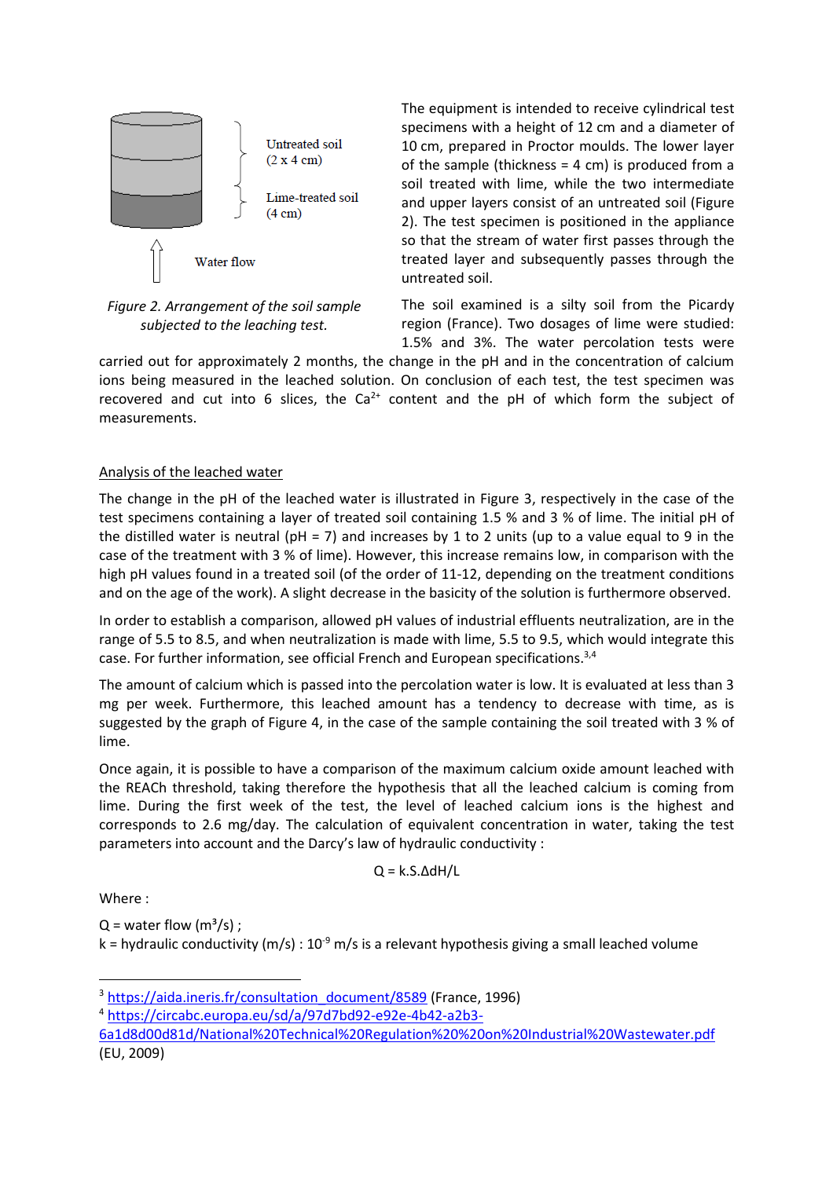Untreated soil (2 x 4 cm)

Lime-treated soil (4 cm)

Water flow

*Figure 2. Arrangement of the soil sample subjected to the leaching test.*

The equipment is intended to receive cylindrical test specimens with a height of 12 cm and a diameter of 10 cm, prepared in Proctor moulds. The lower layer of the sample (thickness = 4 cm) is produced from a soil treated with lime, while the two intermediate and upper layers consist of an untreated soil (Figure 2). The test specimen is positioned in the appliance so that the stream of water first passes through the treated layer and subsequently passes through the untreated soil.

The soil examined is a silty soil from the Picardy region (France). Two dosages of lime were studied: 1.5% and 3%. The water percolation tests were carried out for approximately 2 months, the change in the pH and in the concentration of calcium ions being measured in the leached solution. On conclusion of each test, the test specimen was recovered and cut into 6 slices, the $Ca^{2+}$ content and the pH of which form the subject of measurements.

## Analysis of the leached water

The change in the pH of the leached water is illustrated in Figure 3, respectively in the case of the test specimens containing a layer of treated soil containing 1.5 % and 3 % of lime. The initial pH of the distilled water is neutral (pH = 7) and increases by 1 to 2 units (up to a value equal to 9 in the case of the treatment with 3 % of lime). However, this increase remains low, in comparison with the high pH values found in a treated soil (of the order of 11-12, depending on the treatment conditions and on the age of the work). A slight decrease in the basicity of the solution is furthermore observed.

In order to establish a comparison, allowed pH values of industrial effluents neutralization, are in the range of 5.5 to 8.5, and when neutralization is made with lime, 5.5 to 9.5, which would integrate this case. For further information, see official French and European specifications.[3,4]

The amount of calcium which is passed into the percolation water is low. It is evaluated at less than 3 mg per week. Furthermore, this leached amount has a tendency to decrease with time, as is suggested by the graph of Figure 4, in the case of the sample containing the soil treated with 3 % of lime.

Once again, it is possible to have a comparison of the maximum calcium oxide amount leached with the REACh threshold, taking therefore the hypothesis that all the leached calcium is coming from lime. During the first week of the test, the level of leached calcium ions is the highest and corresponds to 2.6 mg/day. The calculation of equivalent concentration in water, taking the test parameters into account and the Darcy's law of hydraulic conductivity :

$$Q = k.S.\Delta dH/L$$

Where :

Q = water flow ($m^3/s$) ;
k = hydraulic conductivity (m/s) : $10^{-9}$ m/s is a relevant hypothesis giving a small leached volume

---

[3] https://aida.ineris.fr/consultation_document/8589 (France, 1996)

[4] https://circabc.europa.eu/sd/a/97d7bd92-e92e-4b42-a2b3-6a1d8d00d81d/National%20Technical%20Regulation%20%20on%20Industrial%20Wastewater.pdf (EU, 2009)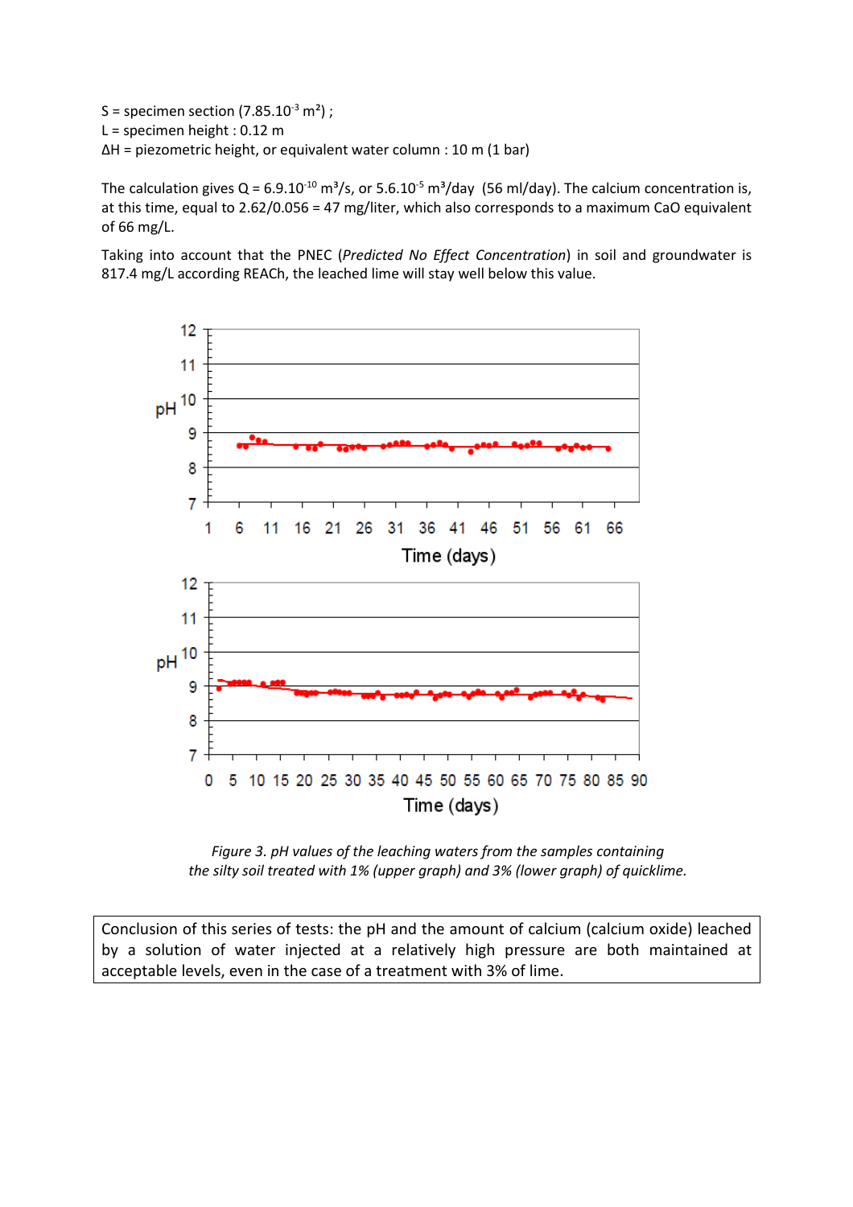S = specimen section ($7.85.10^{-3}$ m²) ;
L = specimen height : 0.12 m
ΔH = piezometric height, or equivalent water column : 10 m (1 bar)

The calculation gives Q = $6.9.10^{-10}$ m³/s, or $5.6.10^{-5}$ m³/day (56 ml/day). The calcium concentration is, at this time, equal to 2.62/0.056 = 47 mg/liter, which also corresponds to a maximum CaO equivalent of 66 mg/L.

Taking into account that the PNEC (*Predicted No Effect Concentration*) in soil and groundwater is 817.4 mg/L according REACh, the leached lime will stay well below this value.

*Figure 3. pH values of the leaching waters from the samples containing the silty soil treated with 1% (upper graph) and 3% (lower graph) of quicklime.*

Conclusion of this series of tests: the pH and the amount of calcium (calcium oxide) leached by a solution of water injected at a relatively high pressure are both maintained at acceptable levels, even in the case of a treatment with 3% of lime.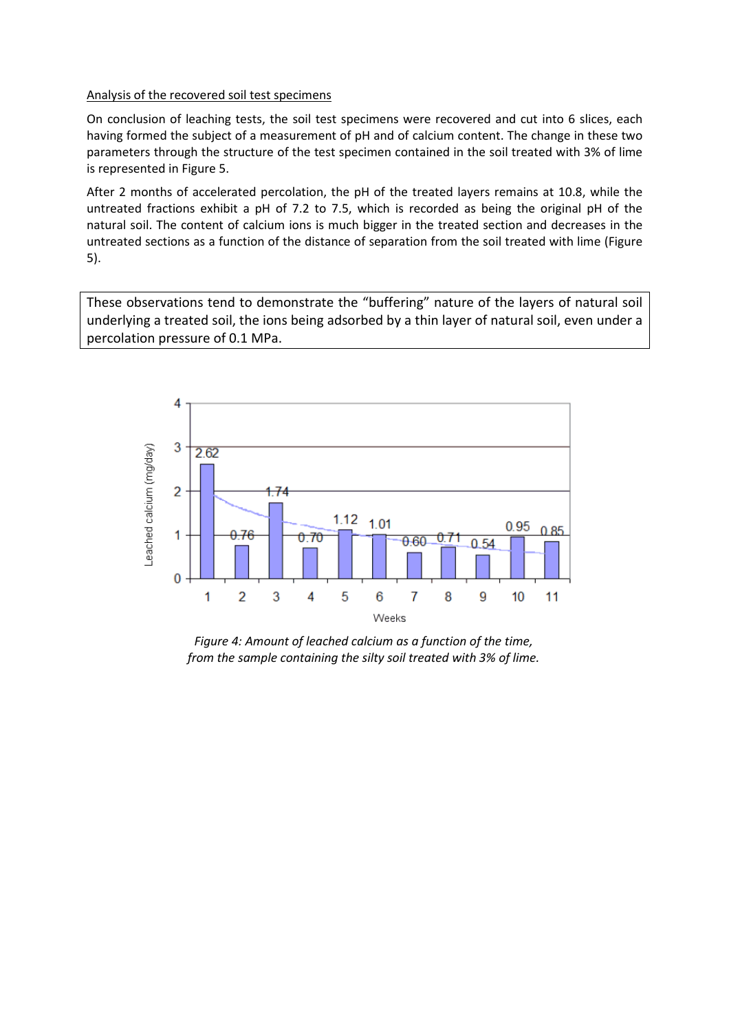<u>Analysis of the recovered soil test specimens</u>

On conclusion of leaching tests, the soil test specimens were recovered and cut into 6 slices, each having formed the subject of a measurement of pH and of calcium content. The change in these two parameters through the structure of the test specimen contained in the soil treated with 3% of lime is represented in Figure 5.

After 2 months of accelerated percolation, the pH of the treated layers remains at 10.8, while the untreated fractions exhibit a pH of 7.2 to 7.5, which is recorded as being the original pH of the natural soil. The content of calcium ions is much bigger in the treated section and decreases in the untreated sections as a function of the distance of separation from the soil treated with lime (Figure 5).

> These observations tend to demonstrate the "buffering" nature of the layers of natural soil underlying a treated soil, the ions being adsorbed by a thin layer of natural soil, even under a percolation pressure of 0.1 MPa.

| Weeks | Leached calcium (mg/day) |
|---|---|
| 1 | 2.62 |
| 2 | 0.76 |
| 3 | 1.74 |
| 4 | 0.70 |
| 5 | 1.12 |
| 6 | 1.01 |
| 7 | 0.60 |
| 8 | 0.71 |
| 9 | 0.54 |
| 10 | 0.95 |
| 11 | 0.85 |

*Figure 4: Amount of leached calcium as a function of the time, from the sample containing the silty soil treated with 3% of lime.*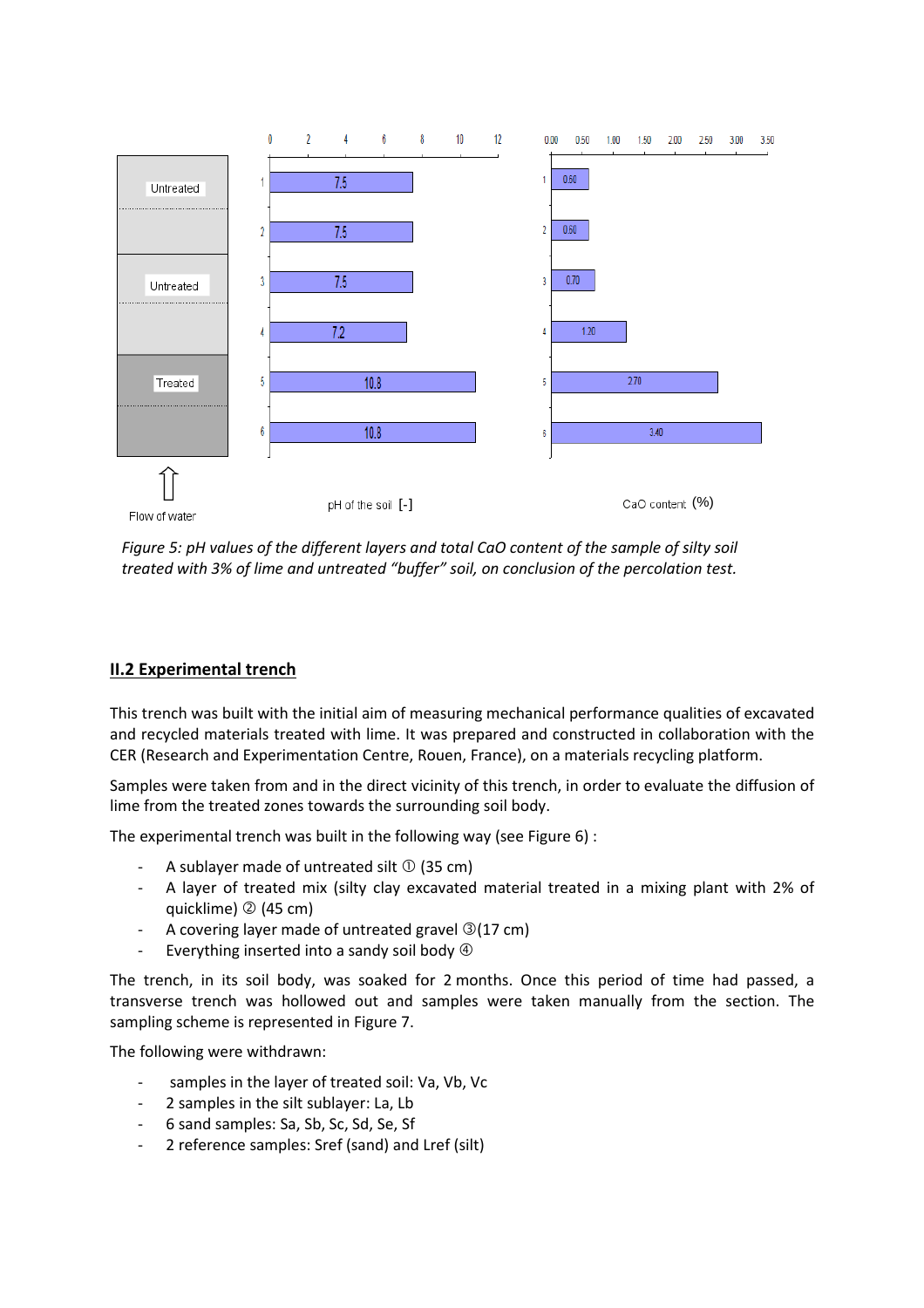*Figure 5: pH values of the different layers and total CaO content of the sample of silty soil treated with 3% of lime and untreated "buffer" soil, on conclusion of the percolation test.*

## II.2 Experimental trench

This trench was built with the initial aim of measuring mechanical performance qualities of excavated and recycled materials treated with lime. It was prepared and constructed in collaboration with the CER (Research and Experimentation Centre, Rouen, France), on a materials recycling platform.

Samples were taken from and in the direct vicinity of this trench, in order to evaluate the diffusion of lime from the treated zones towards the surrounding soil body.

The experimental trench was built in the following way (see Figure 6) :

- A sublayer made of untreated silt ① (35 cm)
- A layer of treated mix (silty clay excavated material treated in a mixing plant with 2% of quicklime) ② (45 cm)
- A covering layer made of untreated gravel ③(17 cm)
- Everything inserted into a sandy soil body ④

The trench, in its soil body, was soaked for 2 months. Once this period of time had passed, a transverse trench was hollowed out and samples were taken manually from the section. The sampling scheme is represented in Figure 7.

The following were withdrawn:

- samples in the layer of treated soil: Va, Vb, Vc
- 2 samples in the silt sublayer: La, Lb
- 6 sand samples: Sa, Sb, Sc, Sd, Se, Sf
- 2 reference samples: Sref (sand) and Lref (silt)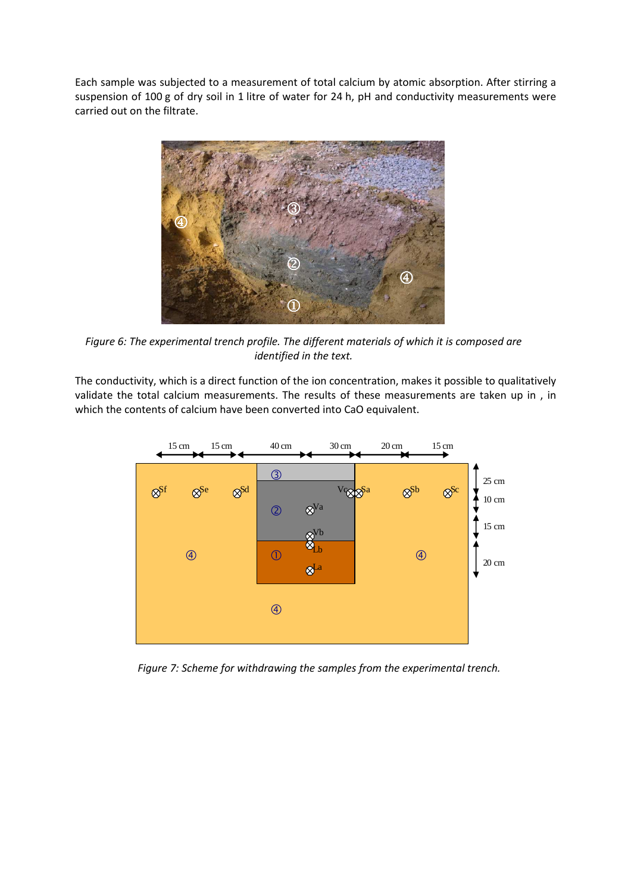Each sample was subjected to a measurement of total calcium by atomic absorption. After stirring a suspension of 100 g of dry soil in 1 litre of water for 24 h, pH and conductivity measurements were carried out on the filtrate.

*Figure 6: The experimental trench profile. The different materials of which it is composed are identified in the text.*

The conductivity, which is a direct function of the ion concentration, makes it possible to qualitatively validate the total calcium measurements. The results of these measurements are taken up in , in which the contents of calcium have been converted into CaO equivalent.

*Figure 7: Scheme for withdrawing the samples from the experimental trench.*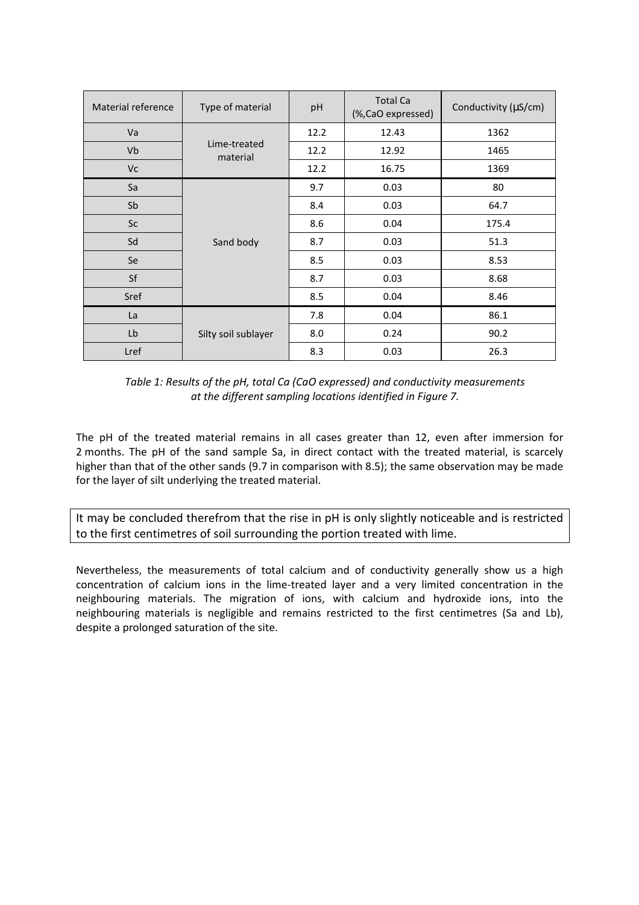| Material reference | Type of material | pH | Total Ca (%,CaO expressed) | Conductivity (µS/cm) |
|---|---|---|---|---|
| Va | Lime-treated material | 12.2 | 12.43 | 1362 |
| Vb | | 12.2 | 12.92 | 1465 |
| Vc | | 12.2 | 16.75 | 1369 |
| Sa | Sand body | 9.7 | 0.03 | 80 |
| Sb | | 8.4 | 0.03 | 64.7 |
| Sc | | 8.6 | 0.04 | 175.4 |
| Sd | | 8.7 | 0.03 | 51.3 |
| Se | | 8.5 | 0.03 | 8.53 |
| Sf | | 8.7 | 0.03 | 8.68 |
| Sref | | 8.5 | 0.04 | 8.46 |
| La | Silty soil sublayer | 7.8 | 0.04 | 86.1 |
| Lb | | 8.0 | 0.24 | 90.2 |
| Lref | | 8.3 | 0.03 | 26.3 |

*Table 1: Results of the pH, total Ca (CaO expressed) and conductivity measurements at the different sampling locations identified in Figure 7.*

The pH of the treated material remains in all cases greater than 12, even after immersion for 2 months. The pH of the sand sample Sa, in direct contact with the treated material, is scarcely higher than that of the other sands (9.7 in comparison with 8.5); the same observation may be made for the layer of silt underlying the treated material.

It may be concluded therefrom that the rise in pH is only slightly noticeable and is restricted to the first centimetres of soil surrounding the portion treated with lime.

Nevertheless, the measurements of total calcium and of conductivity generally show us a high concentration of calcium ions in the lime-treated layer and a very limited concentration in the neighbouring materials. The migration of ions, with calcium and hydroxide ions, into the neighbouring materials is negligible and remains restricted to the first centimetres (Sa and Lb), despite a prolonged saturation of the site.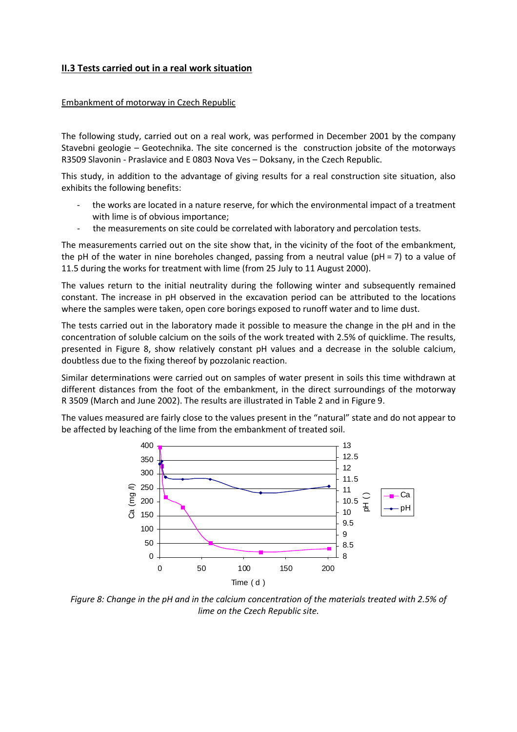## II.3 Tests carried out in a real work situation

### Embankment of motorway in Czech Republic

The following study, carried out on a real work, was performed in December 2001 by the company Stavebni geologie – Geotechnika. The site concerned is the construction jobsite of the motorways R3509 Slavonin - Praslavice and E 0803 Nova Ves – Doksany, in the Czech Republic.

This study, in addition to the advantage of giving results for a real construction site situation, also exhibits the following benefits:

- the works are located in a nature reserve, for which the environmental impact of a treatment with lime is of obvious importance;
- the measurements on site could be correlated with laboratory and percolation tests.

The measurements carried out on the site show that, in the vicinity of the foot of the embankment, the pH of the water in nine boreholes changed, passing from a neutral value (pH = 7) to a value of 11.5 during the works for treatment with lime (from 25 July to 11 August 2000).

The values return to the initial neutrality during the following winter and subsequently remained constant. The increase in pH observed in the excavation period can be attributed to the locations where the samples were taken, open core borings exposed to runoff water and to lime dust.

The tests carried out in the laboratory made it possible to measure the change in the pH and in the concentration of soluble calcium on the soils of the work treated with 2.5% of quicklime. The results, presented in Figure 8, show relatively constant pH values and a decrease in the soluble calcium, doubtless due to the fixing thereof by pozzolanic reaction.

Similar determinations were carried out on samples of water present in soils this time withdrawn at different distances from the foot of the embankment, in the direct surroundings of the motorway R 3509 (March and June 2002). The results are illustrated in Table 2 and in Figure 9.

The values measured are fairly close to the values present in the "natural" state and do not appear to be affected by leaching of the lime from the embankment of treated soil.

*Figure 8: Change in the pH and in the calcium concentration of the materials treated with 2.5% of lime on the Czech Republic site.*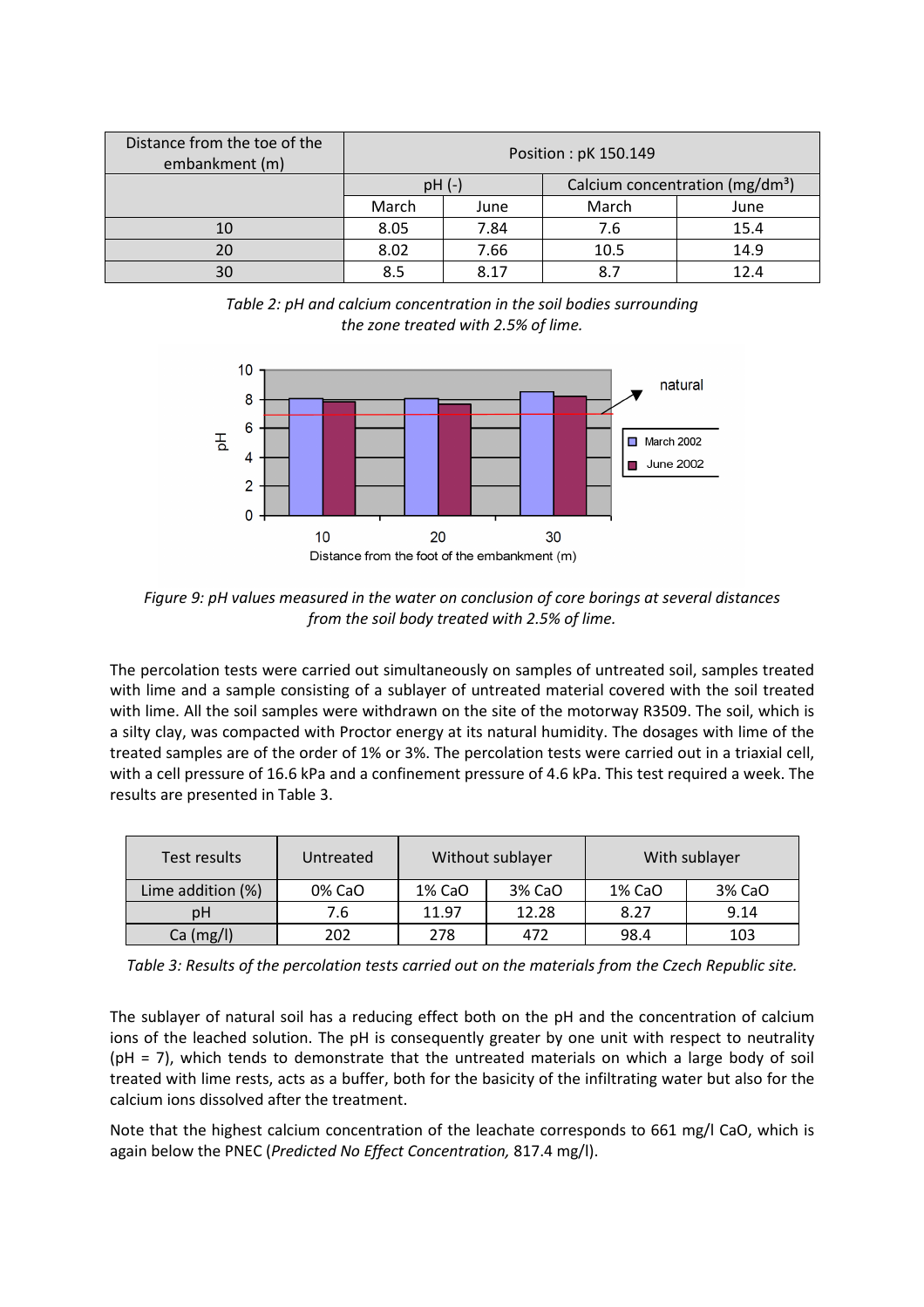| Distance from the toe of the embankment (m) | Position : pK 150.149 | | | |
|---|---|---|---|---|
| | pH (-) | | Calcium concentration (mg/dm³) | |
| | March | June | March | June |
| 10 | 8.05 | 7.84 | 7.6 | 15.4 |
| 20 | 8.02 | 7.66 | 10.5 | 14.9 |
| 30 | 8.5 | 8.17 | 8.7 | 12.4 |

*Table 2: pH and calcium concentration in the soil bodies surrounding the zone treated with 2.5% of lime.*

*Figure 9: pH values measured in the water on conclusion of core borings at several distances from the soil body treated with 2.5% of lime.*

The percolation tests were carried out simultaneously on samples of untreated soil, samples treated with lime and a sample consisting of a sublayer of untreated material covered with the soil treated with lime. All the soil samples were withdrawn on the site of the motorway R3509. The soil, which is a silty clay, was compacted with Proctor energy at its natural humidity. The dosages with lime of the treated samples are of the order of 1% or 3%. The percolation tests were carried out in a triaxial cell, with a cell pressure of 16.6 kPa and a confinement pressure of 4.6 kPa. This test required a week. The results are presented in Table 3.

| Test results | Untreated | Without sublayer | | With sublayer | |
|---|---|---|---|---|---|
| Lime addition (%) | 0% CaO | 1% CaO | 3% CaO | 1% CaO | 3% CaO |
| pH | 7.6 | 11.97 | 12.28 | 8.27 | 9.14 |
| Ca (mg/l) | 202 | 278 | 472 | 98.4 | 103 |

*Table 3: Results of the percolation tests carried out on the materials from the Czech Republic site.*

The sublayer of natural soil has a reducing effect both on the pH and the concentration of calcium ions of the leached solution. The pH is consequently greater by one unit with respect to neutrality (pH = 7), which tends to demonstrate that the untreated materials on which a large body of soil treated with lime rests, acts as a buffer, both for the basicity of the infiltrating water but also for the calcium ions dissolved after the treatment.

Note that the highest calcium concentration of the leachate corresponds to 661 mg/l CaO, which is again below the PNEC (*Predicted No Effect Concentration,* 817.4 mg/l).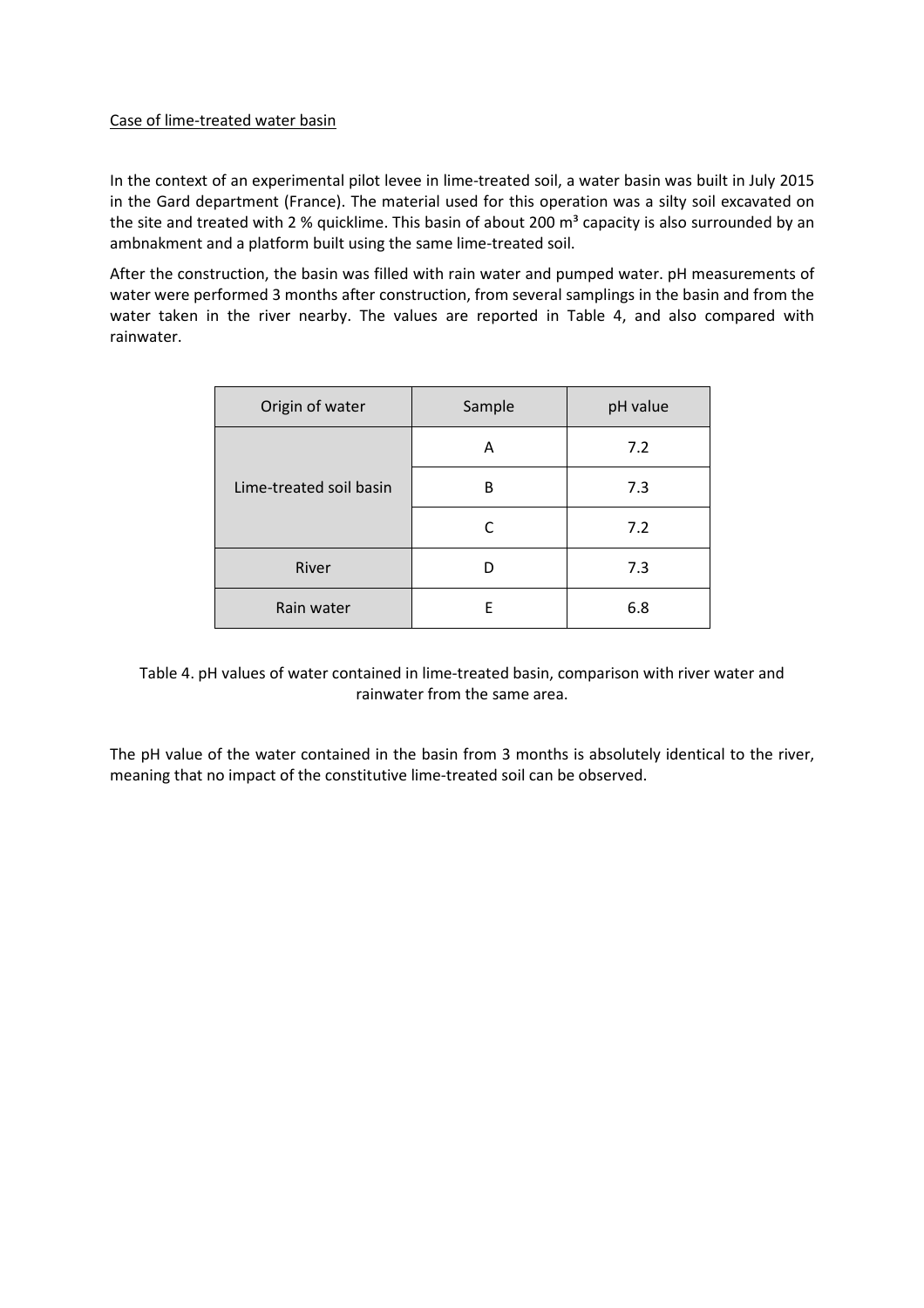Case of lime-treated water basin

In the context of an experimental pilot levee in lime-treated soil, a water basin was built in July 2015 in the Gard department (France). The material used for this operation was a silty soil excavated on the site and treated with 2 % quicklime. This basin of about 200 m³ capacity is also surrounded by an ambnakment and a platform built using the same lime-treated soil.

After the construction, the basin was filled with rain water and pumped water. pH measurements of water were performed 3 months after construction, from several samplings in the basin and from the water taken in the river nearby. The values are reported in Table 4, and also compared with rainwater.

| Origin of water | Sample | pH value |
|---|---|---|
| Lime-treated soil basin | A | 7.2 |
| | B | 7.3 |
| | C | 7.2 |
| River | D | 7.3 |
| Rain water | E | 6.8 |

Table 4. pH values of water contained in lime-treated basin, comparison with river water and rainwater from the same area.

The pH value of the water contained in the basin from 3 months is absolutely identical to the river, meaning that no impact of the constitutive lime-treated soil can be observed.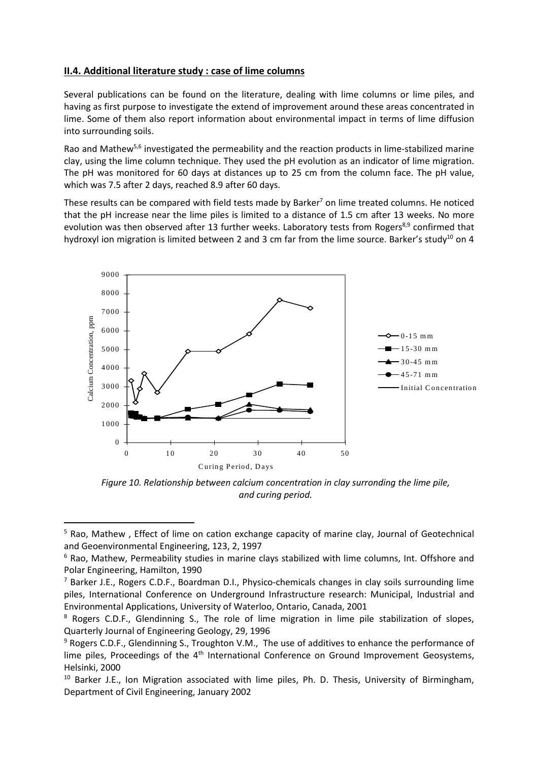## II.4. Additional literature study : case of lime columns

Several publications can be found on the literature, dealing with lime columns or lime piles, and having as first purpose to investigate the extend of improvement around these areas concentrated in lime. Some of them also report information about environmental impact in terms of lime diffusion into surrounding soils.

Rao and Mathew[5,6] investigated the permeability and the reaction products in lime-stabilized marine clay, using the lime column technique. They used the pH evolution as an indicator of lime migration. The pH was monitored for 60 days at distances up to 25 cm from the column face. The pH value, which was 7.5 after 2 days, reached 8.9 after 60 days.

These results can be compared with field tests made by Barker[7] on lime treated columns. He noticed that the pH increase near the lime piles is limited to a distance of 1.5 cm after 13 weeks. No more evolution was then observed after 13 further weeks. Laboratory tests from Rogers[8,9] confirmed that hydroxyl ion migration is limited between 2 and 3 cm far from the lime source. Barker's study[10] on 4

*Figure 10. Relationship between calcium concentration in clay surronding the lime pile, and curing period.*

---

[5] Rao, Mathew , Effect of lime on cation exchange capacity of marine clay, Journal of Geotechnical and Geoenvironmental Engineering, 123, 2, 1997

[6] Rao, Mathew, Permeability studies in marine clays stabilized with lime columns, Int. Offshore and Polar Engineering, Hamilton, 1990

[7] Barker J.E., Rogers C.D.F., Boardman D.I., Physico-chemicals changes in clay soils surrounding lime piles, International Conference on Underground Infrastructure research: Municipal, Industrial and Environmental Applications, University of Waterloo, Ontario, Canada, 2001

[8] Rogers C.D.F., Glendinning S., The role of lime migration in lime pile stabilization of slopes, Quarterly Journal of Engineering Geology, 29, 1996

[9] Rogers C.D.F., Glendinning S., Troughton V.M., The use of additives to enhance the performance of lime piles, Proceedings of the 4th International Conference on Ground Improvement Geosystems, Helsinki, 2000

[10] Barker J.E., Ion Migration associated with lime piles, Ph. D. Thesis, University of Birmingham, Department of Civil Engineering, January 2002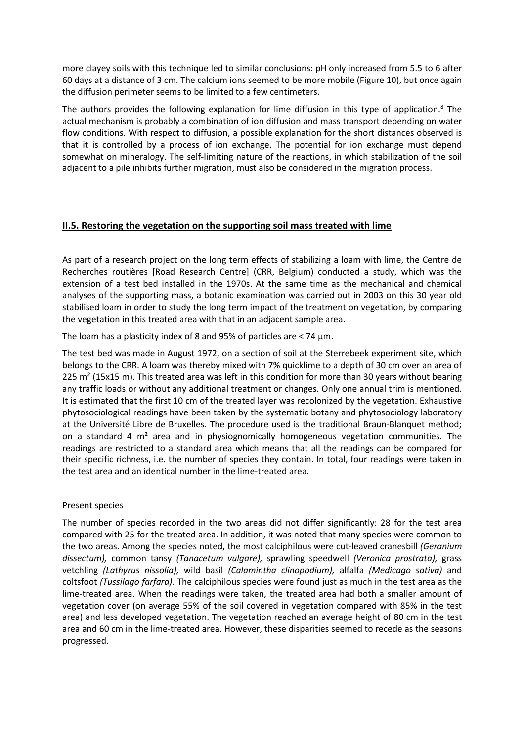more clayey soils with this technique led to similar conclusions: pH only increased from 5.5 to 6 after 60 days at a distance of 3 cm. The calcium ions seemed to be more mobile (Figure 10), but once again the diffusion perimeter seems to be limited to a few centimeters.

The authors provides the following explanation for lime diffusion in this type of application.[8] The actual mechanism is probably a combination of ion diffusion and mass transport depending on water flow conditions. With respect to diffusion, a possible explanation for the short distances observed is that it is controlled by a process of ion exchange. The potential for ion exchange must depend somewhat on mineralogy. The self-limiting nature of the reactions, in which stabilization of the soil adjacent to a pile inhibits further migration, must also be considered in the migration process.

## II.5. Restoring the vegetation on the supporting soil mass treated with lime

As part of a research project on the long term effects of stabilizing a loam with lime, the Centre de Recherches routières [Road Research Centre] (CRR, Belgium) conducted a study, which was the extension of a test bed installed in the 1970s. At the same time as the mechanical and chemical analyses of the supporting mass, a botanic examination was carried out in 2003 on this 30 year old stabilised loam in order to study the long term impact of the treatment on vegetation, by comparing the vegetation in this treated area with that in an adjacent sample area.

The loam has a plasticity index of 8 and 95% of particles are < 74 µm.

The test bed was made in August 1972, on a section of soil at the Sterrebeek experiment site, which belongs to the CRR. A loam was thereby mixed with 7% quicklime to a depth of 30 cm over an area of 225 m² (15x15 m). This treated area was left in this condition for more than 30 years without bearing any traffic loads or without any additional treatment or changes. Only one annual trim is mentioned. It is estimated that the first 10 cm of the treated layer was recolonized by the vegetation. Exhaustive phytosociological readings have been taken by the systematic botany and phytosociology laboratory at the Université Libre de Bruxelles. The procedure used is the traditional Braun-Blanquet method; on a standard 4 m² area and in physiognomically homogeneous vegetation communities. The readings are restricted to a standard area which means that all the readings can be compared for their specific richness, i.e. the number of species they contain. In total, four readings were taken in the test area and an identical number in the lime-treated area.

### Present species

The number of species recorded in the two areas did not differ significantly: 28 for the test area compared with 25 for the treated area. In addition, it was noted that many species were common to the two areas. Among the species noted, the most calciphilous were cut-leaved cranesbill *(Geranium dissectum),* common tansy *(Tanacetum vulgare),* sprawling speedwell *(Veronica prostrata),* grass vetchling *(Lathyrus nissolia),* wild basil *(Calamintha clinopodium),* alfalfa *(Medicago sativa)* and coltsfoot *(Tussilago farfara).* The calciphilous species were found just as much in the test area as the lime-treated area. When the readings were taken, the treated area had both a smaller amount of vegetation cover (on average 55% of the soil covered in vegetation compared with 85% in the test area) and less developed vegetation. The vegetation reached an average height of 80 cm in the test area and 60 cm in the lime-treated area. However, these disparities seemed to recede as the seasons progressed.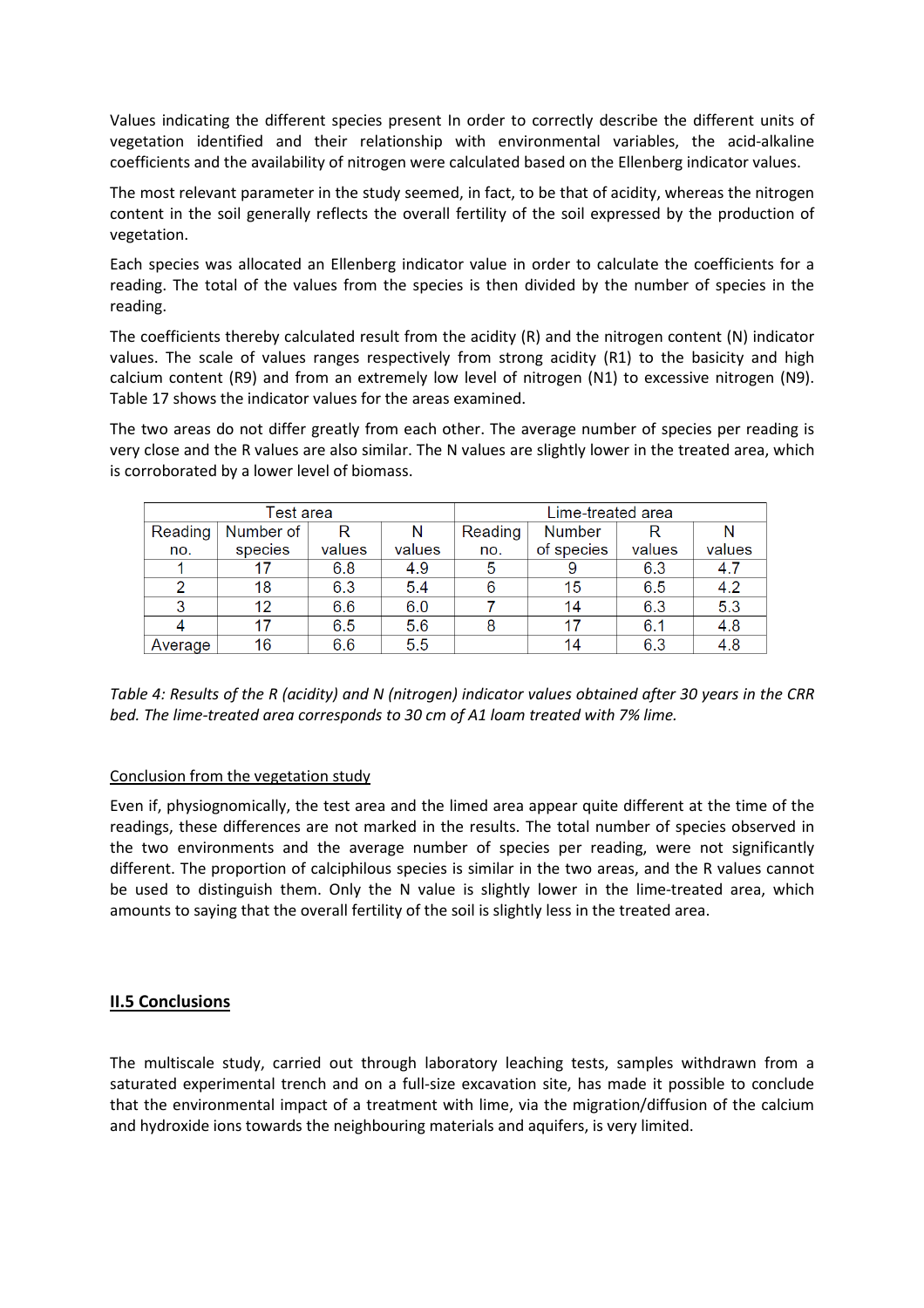Values indicating the different species present In order to correctly describe the different units of vegetation identified and their relationship with environmental variables, the acid-alkaline coefficients and the availability of nitrogen were calculated based on the Ellenberg indicator values.

The most relevant parameter in the study seemed, in fact, to be that of acidity, whereas the nitrogen content in the soil generally reflects the overall fertility of the soil expressed by the production of vegetation.

Each species was allocated an Ellenberg indicator value in order to calculate the coefficients for a reading. The total of the values from the species is then divided by the number of species in the reading.

The coefficients thereby calculated result from the acidity (R) and the nitrogen content (N) indicator values. The scale of values ranges respectively from strong acidity (R1) to the basicity and high calcium content (R9) and from an extremely low level of nitrogen (N1) to excessive nitrogen (N9). Table 17 shows the indicator values for the areas examined.

The two areas do not differ greatly from each other. The average number of species per reading is very close and the R values are also similar. The N values are slightly lower in the treated area, which is corroborated by a lower level of biomass.

| Test area | | | | Lime-treated area | | | |
|---|---|---|---|---|---|---|---|
| Reading no. | Number of species | R values | N values | Reading no. | Number of species | R values | N values |
| 1 | 17 | 6.8 | 4.9 | 5 | 9 | 6.3 | 4.7 |
| 2 | 18 | 6.3 | 5.4 | 6 | 15 | 6.5 | 4.2 |
| 3 | 12 | 6.6 | 6.0 | 7 | 14 | 6.3 | 5.3 |
| 4 | 17 | 6.5 | 5.6 | 8 | 17 | 6.1 | 4.8 |
| Average | 16 | 6.6 | 5.5 | | 14 | 6.3 | 4.8 |

*Table 4: Results of the R (acidity) and N (nitrogen) indicator values obtained after 30 years in the CRR bed. The lime-treated area corresponds to 30 cm of A1 loam treated with 7% lime.*

Conclusion from the vegetation study

Even if, physiognomically, the test area and the limed area appear quite different at the time of the readings, these differences are not marked in the results. The total number of species observed in the two environments and the average number of species per reading, were not significantly different. The proportion of calciphilous species is similar in the two areas, and the R values cannot be used to distinguish them. Only the N value is slightly lower in the lime-treated area, which amounts to saying that the overall fertility of the soil is slightly less in the treated area.

## II.5 Conclusions

The multiscale study, carried out through laboratory leaching tests, samples withdrawn from a saturated experimental trench and on a full-size excavation site, has made it possible to conclude that the environmental impact of a treatment with lime, via the migration/diffusion of the calcium and hydroxide ions towards the neighbouring materials and aquifers, is very limited.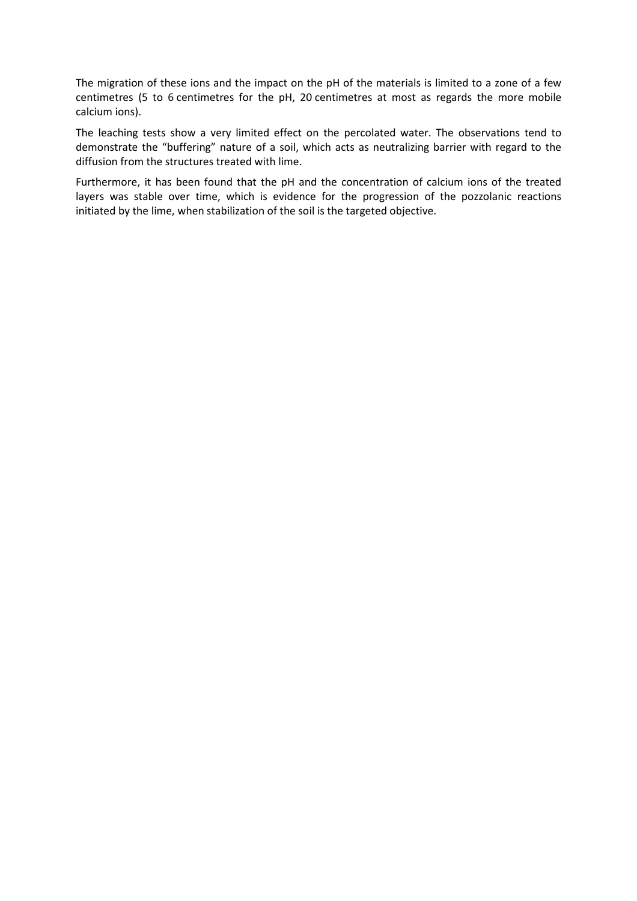The migration of these ions and the impact on the pH of the materials is limited to a zone of a few centimetres (5 to 6 centimetres for the pH, 20 centimetres at most as regards the more mobile calcium ions).

The leaching tests show a very limited effect on the percolated water. The observations tend to demonstrate the "buffering" nature of a soil, which acts as neutralizing barrier with regard to the diffusion from the structures treated with lime.

Furthermore, it has been found that the pH and the concentration of calcium ions of the treated layers was stable over time, which is evidence for the progression of the pozzolanic reactions initiated by the lime, when stabilization of the soil is the targeted objective.